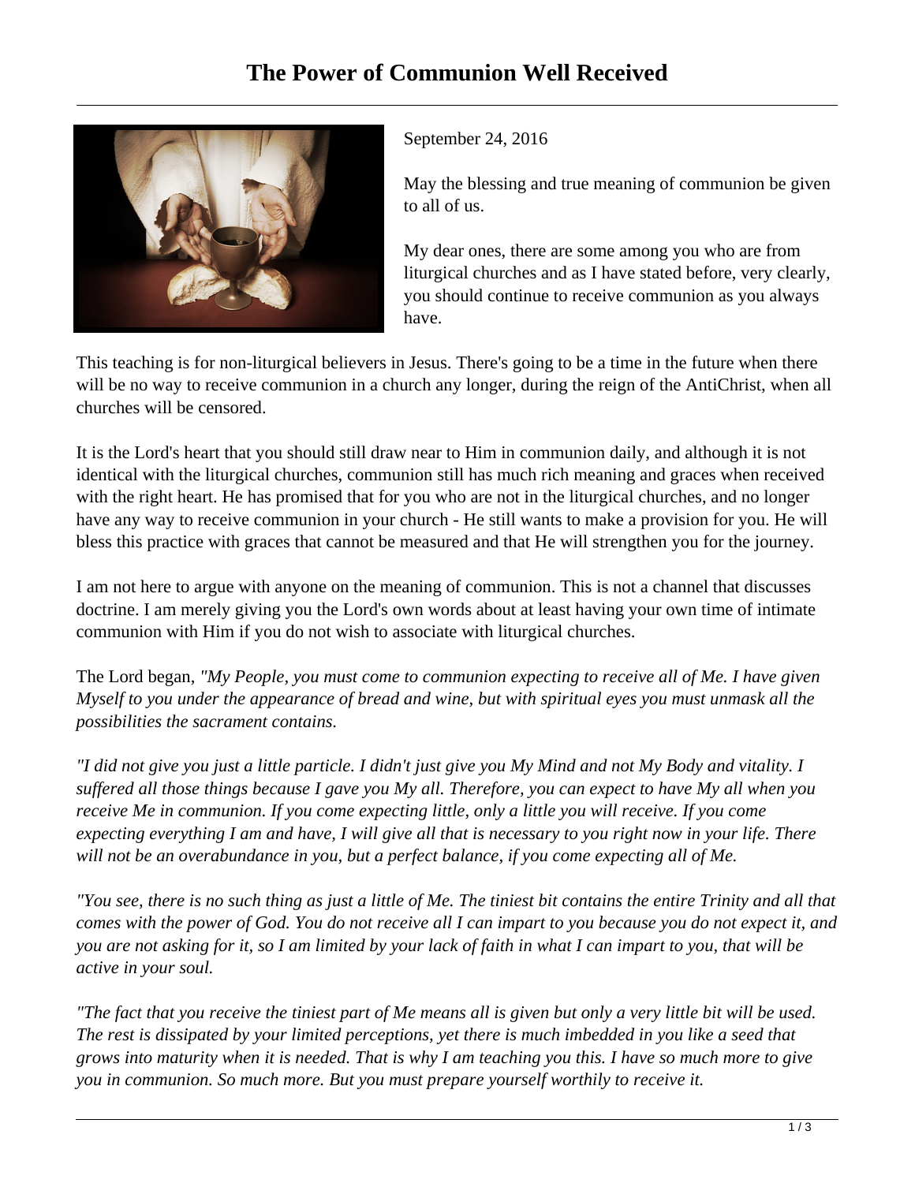# The Power of Communion Well Received

September 24, 2016

May the blessing and true meaning of communion be given to all of us.

My dear ones, there are some among you who are from liturgical churches and as I have stated before, very clearly, you should continue to receive communion as you always have.

This teaching is for non-liturgical believers in Jesus. There's going to be a time in the future when there will be no way to receive communion in a church any longer, during the reign of the AntiChrist, when all churches will be censored.

It is the Lord's heart that you should still draw near to Him in communion daily, and although it is not identical with the liturgical churches, communion still has much rich meaning and graces when received with the right heart. He has promised that for you who are not in the liturgical churches, and no longer have any way to receive communion in your church - He still wants to make a provision for you. He will bless this practice with graces that cannot be measured and that He will strengthen you for the journey.

I am not here to argue with anyone on the meaning of communion. This is not a channel that discusses doctrine. I am merely giving you the Lord's own words about at least having your own time of intimate communion with Him if you do not wish to associate with liturgical churches.

The Lord began, *"My People, you must come to communion expecting to receive all of Me. I have given Myself to you under the appearance of bread and wine, but with spiritual eyes you must unmask all the possibilities the sacrament contains.*

*"I did not give you just a little particle. I didn't just give you My Mind and not My Body and vitality. I suffered all those things because I gave you My all. Therefore, you can expect to have My all when you receive Me in communion. If you come expecting little, only a little you will receive. If you come expecting everything I am and have, I will give all that is necessary to you right now in your life. There will not be an overabundance in you, but a perfect balance, if you come expecting all of Me.*

*"You see, there is no such thing as just a little of Me. The tiniest bit contains the entire Trinity and all that comes with the power of God. You do not receive all I can impart to you because you do not expect it, and you are not asking for it, so I am limited by your lack of faith in what I can impart to you, that will be active in your soul.*

*"The fact that you receive the tiniest part of Me means all is given but only a very little bit will be used. The rest is dissipated by your limited perceptions, yet there is much imbedded in you like a seed that grows into maturity when it is needed. That is why I am teaching you this. I have so much more to give you in communion. So much more. But you must prepare yourself worthily to receive it.*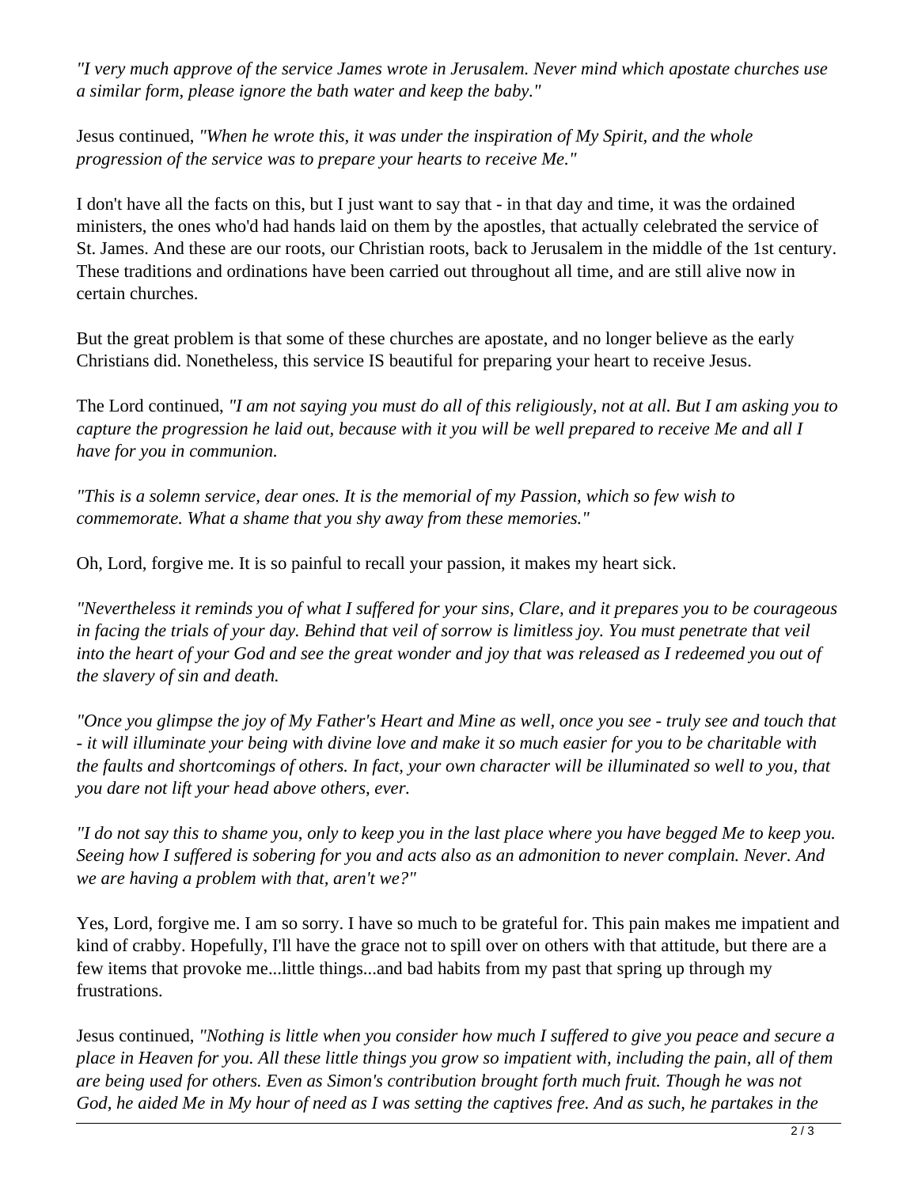*"I very much approve of the service James wrote in Jerusalem. Never mind which apostate churches use a similar form, please ignore the bath water and keep the baby."*

Jesus continued, *"When he wrote this, it was under the inspiration of My Spirit, and the whole progression of the service was to prepare your hearts to receive Me."*

I don't have all the facts on this, but I just want to say that - in that day and time, it was the ordained ministers, the ones who'd had hands laid on them by the apostles, that actually celebrated the service of St. James. And these are our roots, our Christian roots, back to Jerusalem in the middle of the 1st century. These traditions and ordinations have been carried out throughout all time, and are still alive now in certain churches.

But the great problem is that some of these churches are apostate, and no longer believe as the early Christians did. Nonetheless, this service IS beautiful for preparing your heart to receive Jesus.

The Lord continued, *"I am not saying you must do all of this religiously, not at all. But I am asking you to capture the progression he laid out, because with it you will be well prepared to receive Me and all I have for you in communion.*

*"This is a solemn service, dear ones. It is the memorial of my Passion, which so few wish to commemorate. What a shame that you shy away from these memories."*

Oh, Lord, forgive me. It is so painful to recall your passion, it makes my heart sick.

*"Nevertheless it reminds you of what I suffered for your sins, Clare, and it prepares you to be courageous in facing the trials of your day. Behind that veil of sorrow is limitless joy. You must penetrate that veil into the heart of your God and see the great wonder and joy that was released as I redeemed you out of the slavery of sin and death.*

*"Once you glimpse the joy of My Father's Heart and Mine as well, once you see - truly see and touch that - it will illuminate your being with divine love and make it so much easier for you to be charitable with the faults and shortcomings of others. In fact, your own character will be illuminated so well to you, that you dare not lift your head above others, ever.*

*"I do not say this to shame you, only to keep you in the last place where you have begged Me to keep you. Seeing how I suffered is sobering for you and acts also as an admonition to never complain. Never. And we are having a problem with that, aren't we?"*

Yes, Lord, forgive me. I am so sorry. I have so much to be grateful for. This pain makes me impatient and kind of crabby. Hopefully, I'll have the grace not to spill over on others with that attitude, but there are a few items that provoke me...little things...and bad habits from my past that spring up through my frustrations.

Jesus continued, *"Nothing is little when you consider how much I suffered to give you peace and secure a place in Heaven for you. All these little things you grow so impatient with, including the pain, all of them are being used for others. Even as Simon's contribution brought forth much fruit. Though he was not God, he aided Me in My hour of need as I was setting the captives free. And as such, he partakes in the*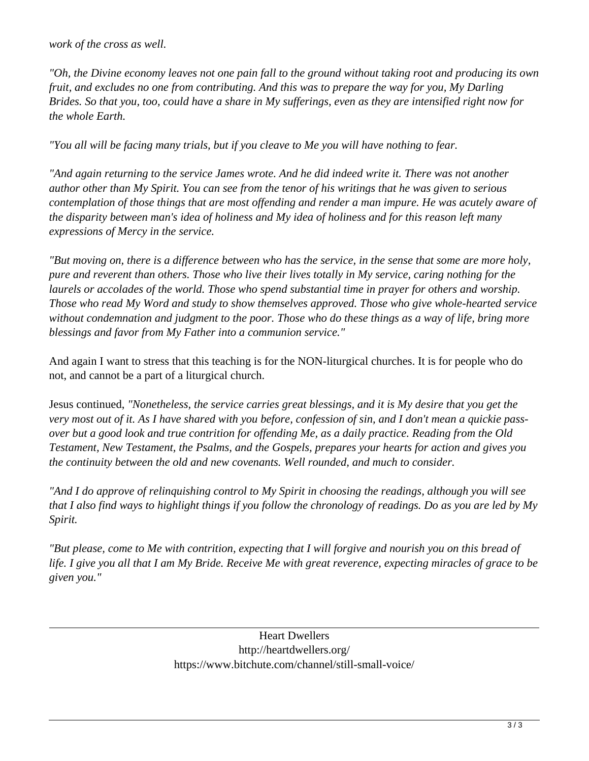*work of the cross as well.*

*"Oh, the Divine economy leaves not one pain fall to the ground without taking root and producing its own fruit, and excludes no one from contributing. And this was to prepare the way for you, My Darling Brides. So that you, too, could have a share in My sufferings, even as they are intensified right now for the whole Earth.*

*"You all will be facing many trials, but if you cleave to Me you will have nothing to fear.*

*"And again returning to the service James wrote. And he did indeed write it. There was not another author other than My Spirit. You can see from the tenor of his writings that he was given to serious contemplation of those things that are most offending and render a man impure. He was acutely aware of the disparity between man's idea of holiness and My idea of holiness and for this reason left many expressions of Mercy in the service.*

*"But moving on, there is a difference between who has the service, in the sense that some are more holy, pure and reverent than others. Those who live their lives totally in My service, caring nothing for the laurels or accolades of the world. Those who spend substantial time in prayer for others and worship. Those who read My Word and study to show themselves approved. Those who give whole-hearted service without condemnation and judgment to the poor. Those who do these things as a way of life, bring more blessings and favor from My Father into a communion service."*

And again I want to stress that this teaching is for the NON-liturgical churches. It is for people who do not, and cannot be a part of a liturgical church.

Jesus continued, *"Nonetheless, the service carries great blessings, and it is My desire that you get the very most out of it. As I have shared with you before, confession of sin, and I don't mean a quickie pass-over but a good look and true contrition for offending Me, as a daily practice. Reading from the Old Testament, New Testament, the Psalms, and the Gospels, prepares your hearts for action and gives you the continuity between the old and new covenants. Well rounded, and much to consider.*

*"And I do approve of relinquishing control to My Spirit in choosing the readings, although you will see that I also find ways to highlight things if you follow the chronology of readings. Do as you are led by My Spirit.*

*"But please, come to Me with contrition, expecting that I will forgive and nourish you on this bread of life. I give you all that I am My Bride. Receive Me with great reverence, expecting miracles of grace to be given you."*

---

Heart Dwellers
http://heartdwellers.org/
https://www.bitchute.com/channel/still-small-voice/